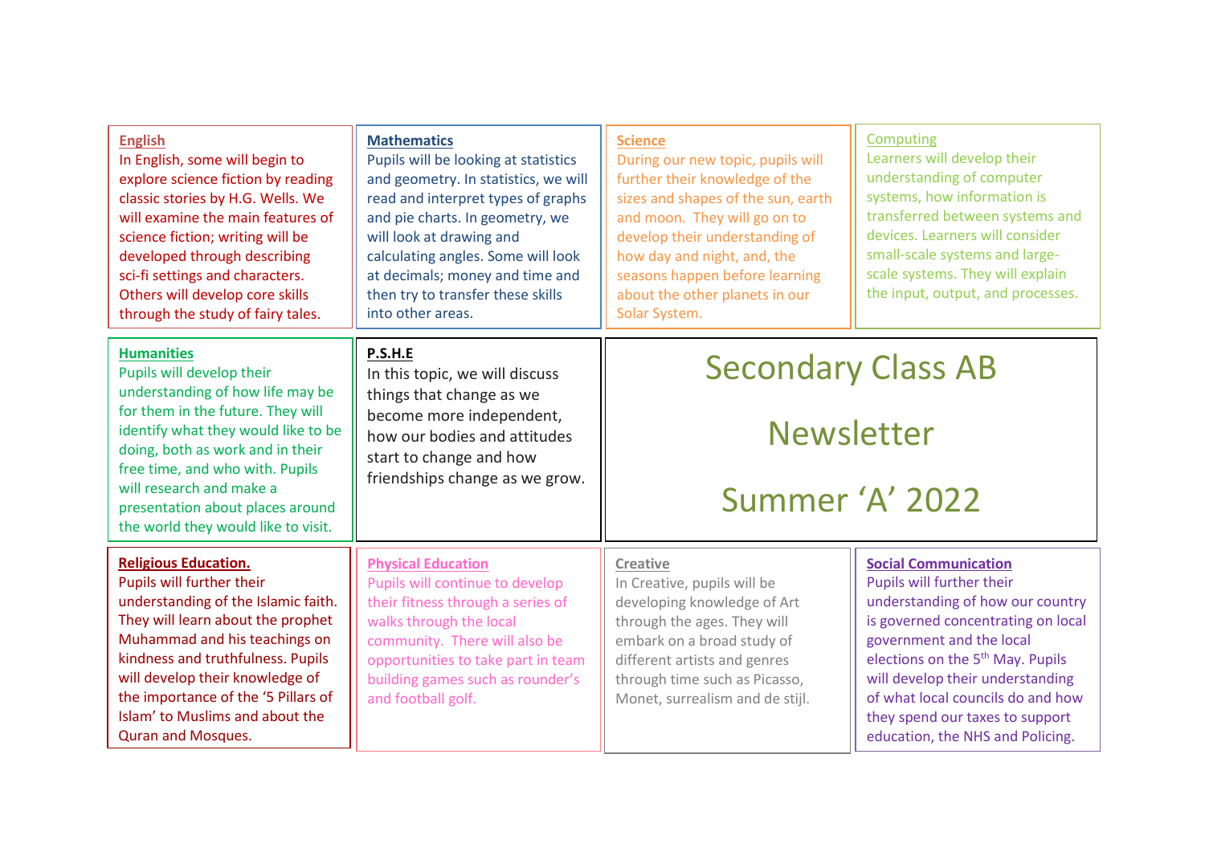# Secondary Class AB

# Newsletter

# Summer ‘A’ 2022

## English

In English, some will begin to explore science fiction by reading classic stories by H.G. Wells. We will examine the main features of science fiction; writing will be developed through describing sci-fi settings and characters. Others will develop core skills through the study of fairy tales.

## Mathematics

Pupils will be looking at statistics and geometry. In statistics, we will read and interpret types of graphs and pie charts. In geometry, we will look at drawing and calculating angles. Some will look at decimals; money and time and then try to transfer these skills into other areas.

## Science

During our new topic, pupils will further their knowledge of the sizes and shapes of the sun, earth and moon. They will go on to develop their understanding of how day and night, and, the seasons happen before learning about the other planets in our Solar System.

## Computing

Learners will develop their understanding of computer systems, how information is transferred between systems and devices. Learners will consider small-scale systems and large-scale systems. They will explain the input, output, and processes.

## Humanities

Pupils will develop their understanding of how life may be for them in the future. They will identify what they would like to be doing, both as work and in their free time, and who with. Pupils will research and make a presentation about places around the world they would like to visit.

## P.S.H.E

In this topic, we will discuss things that change as we become more independent, how our bodies and attitudes start to change and how friendships change as we grow.

## Religious Education.

Pupils will further their understanding of the Islamic faith. They will learn about the prophet Muhammad and his teachings on kindness and truthfulness. Pupils will develop their knowledge of the importance of the ‘5 Pillars of Islam’ to Muslims and about the Quran and Mosques.

## Physical Education

Pupils will continue to develop their fitness through a series of walks through the local community. There will also be opportunities to take part in team building games such as rounder’s and football golf.

## Creative

In Creative, pupils will be developing knowledge of Art through the ages. They will embark on a broad study of different artists and genres through time such as Picasso, Monet, surrealism and de stijl.

## Social Communication

Pupils will further their understanding of how our country is governed concentrating on local government and the local elections on the 5th May. Pupils will develop their understanding of what local councils do and how they spend our taxes to support education, the NHS and Policing.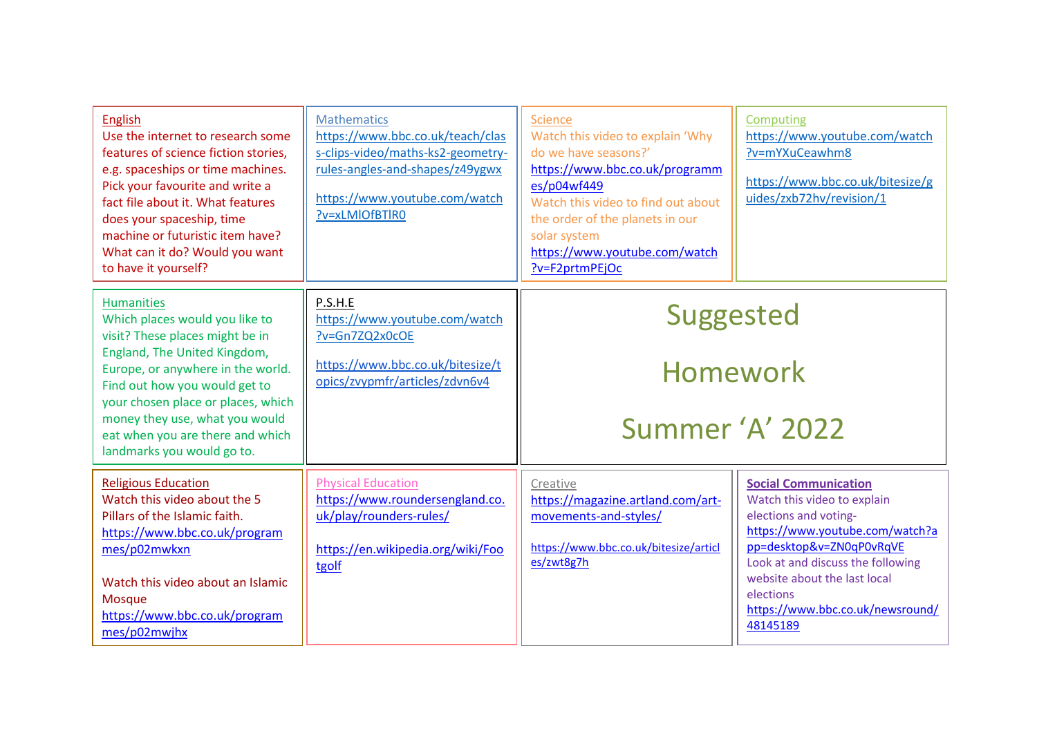# Suggested Homework Summer 'A' 2022

## English

Use the internet to research some features of science fiction stories, e.g. spaceships or time machines. Pick your favourite and write a fact file about it. What features does your spaceship, time machine or futuristic item have? What can it do? Would you want to have it yourself?

## Mathematics

https://www.bbc.co.uk/teach/class-clips-video/maths-ks2-geometry-rules-angles-and-shapes/z49ygwx

https://www.youtube.com/watch?v=xLMlOfBTlR0

## Science

Watch this video to explain 'Why do we have seasons?'
https://www.bbc.co.uk/programmes/p04wf449

Watch this video to find out about the order of the planets in our solar system
https://www.youtube.com/watch?v=F2prtmPEjOc

## Computing

https://www.youtube.com/watch?v=mYXuCeawhm8

https://www.bbc.co.uk/bitesize/guides/zxb72hv/revision/1

## Humanities

Which places would you like to visit? These places might be in England, The United Kingdom, Europe, or anywhere in the world. Find out how you would get to your chosen place or places, which money they use, what you would eat when you are there and which landmarks you would go to.

## P.S.H.E

https://www.youtube.com/watch?v=Gn7ZQ2x0cOE

https://www.bbc.co.uk/bitesize/topics/zvypmfr/articles/zdvn6v4

## Religious Education

Watch this video about the 5 Pillars of the Islamic faith.
https://www.bbc.co.uk/programmes/p02mwkxn

Watch this video about an Islamic Mosque
https://www.bbc.co.uk/programmes/p02mwjhx

## Physical Education

https://www.roundersengland.co.uk/play/rounders-rules/

https://en.wikipedia.org/wiki/Footgolf

## Creative

https://magazine.artland.com/art-movements-and-styles/

https://www.bbc.co.uk/bitesize/articles/zwt8g7h

## **Social Communication**

Watch this video to explain elections and voting-
https://www.youtube.com/watch?app=desktop&v=ZN0qP0vRqVE

Look at and discuss the following website about the last local elections
https://www.bbc.co.uk/newsround/48145189